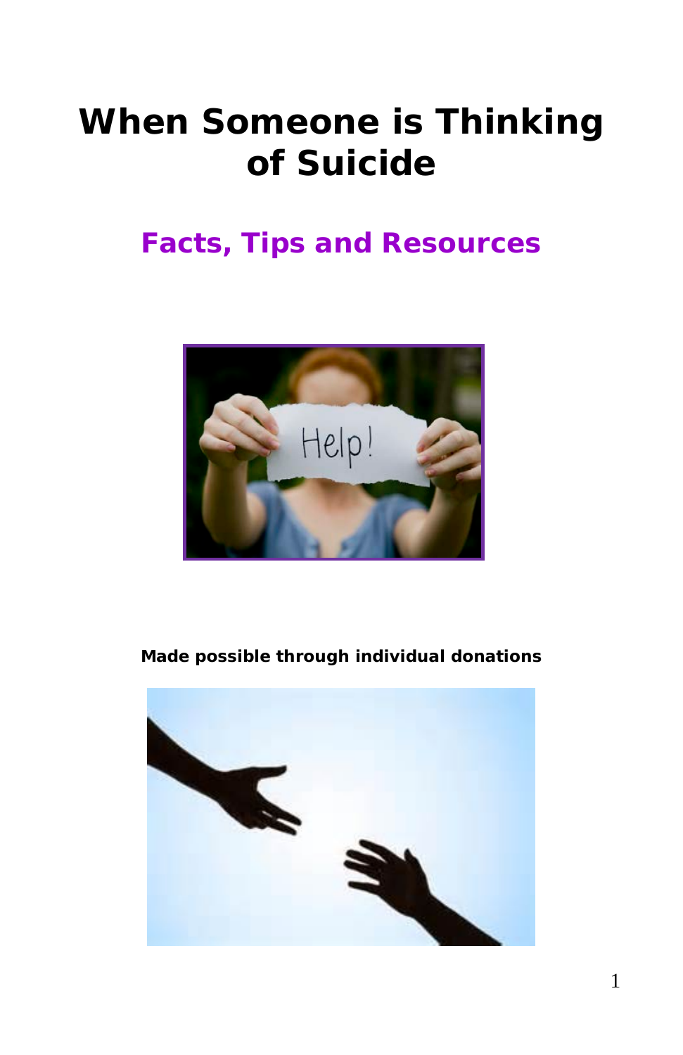# When Someone is Thinking of Suicide

## Facts, Tips and Resources

**Made possible through individual donations**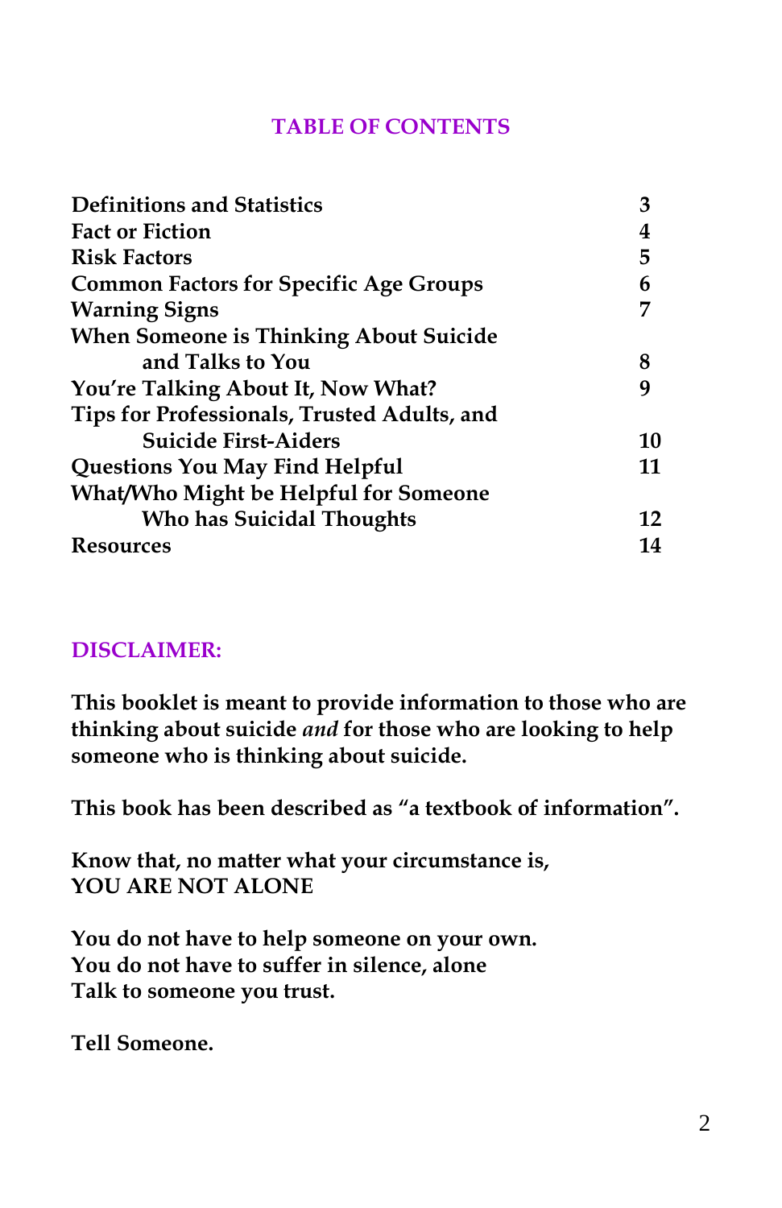## TABLE OF CONTENTS

| | |
|---|---|
| **Definitions and Statistics** | **3** |
| **Fact or Fiction** | **4** |
| **Risk Factors** | **5** |
| **Common Factors for Specific Age Groups** | **6** |
| **Warning Signs** | **7** |
| **When Someone is Thinking About Suicide and Talks to You** | **8** |
| **You're Talking About It, Now What?** | **9** |
| **Tips for Professionals, Trusted Adults, and Suicide First-Aiders** | **10** |
| **Questions You May Find Helpful** | **11** |
| **What/Who Might be Helpful for Someone Who has Suicidal Thoughts** | **12** |
| **Resources** | **14** |

## DISCLAIMER:

**This booklet is meant to provide information to those who are thinking about suicide *and* for those who are looking to help someone who is thinking about suicide.**

**This book has been described as "a textbook of information".**

**Know that, no matter what your circumstance is,**
**YOU ARE NOT ALONE**

**You do not have to help someone on your own.**
**You do not have to suffer in silence, alone**
**Talk to someone you trust.**

**Tell Someone.**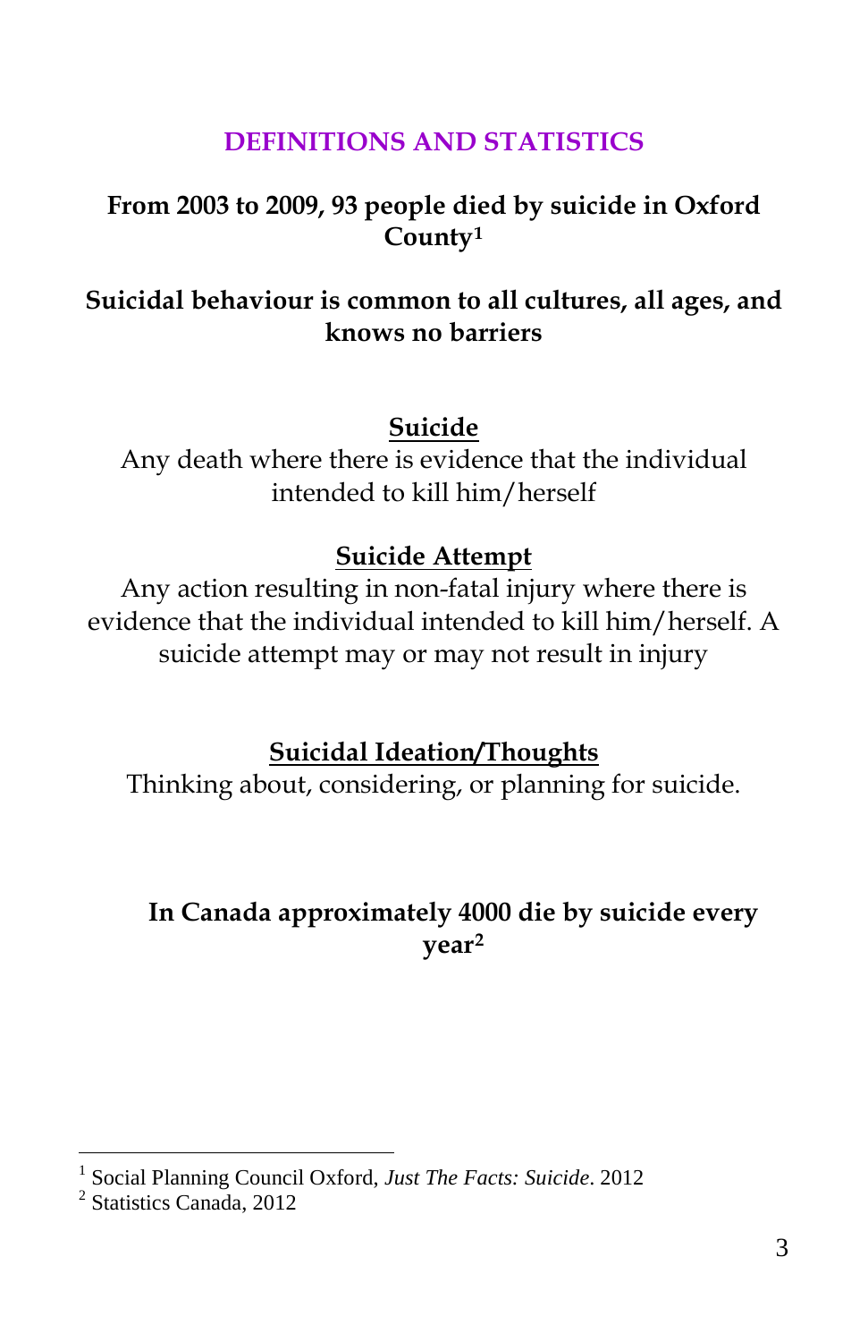## DEFINITIONS AND STATISTICS

**From 2003 to 2009, 93 people died by suicide in Oxford County[1]**

**Suicidal behaviour is common to all cultures, all ages, and knows no barriers**

### Suicide

Any death where there is evidence that the individual intended to kill him/herself

### Suicide Attempt

Any action resulting in non-fatal injury where there is evidence that the individual intended to kill him/herself. A suicide attempt may or may not result in injury

### Suicidal Ideation/Thoughts

Thinking about, considering, or planning for suicide.

**In Canada approximately 4000 die by suicide every year[2]**

---

[1] Social Planning Council Oxford, *Just The Facts: Suicide*. 2012

[2] Statistics Canada, 2012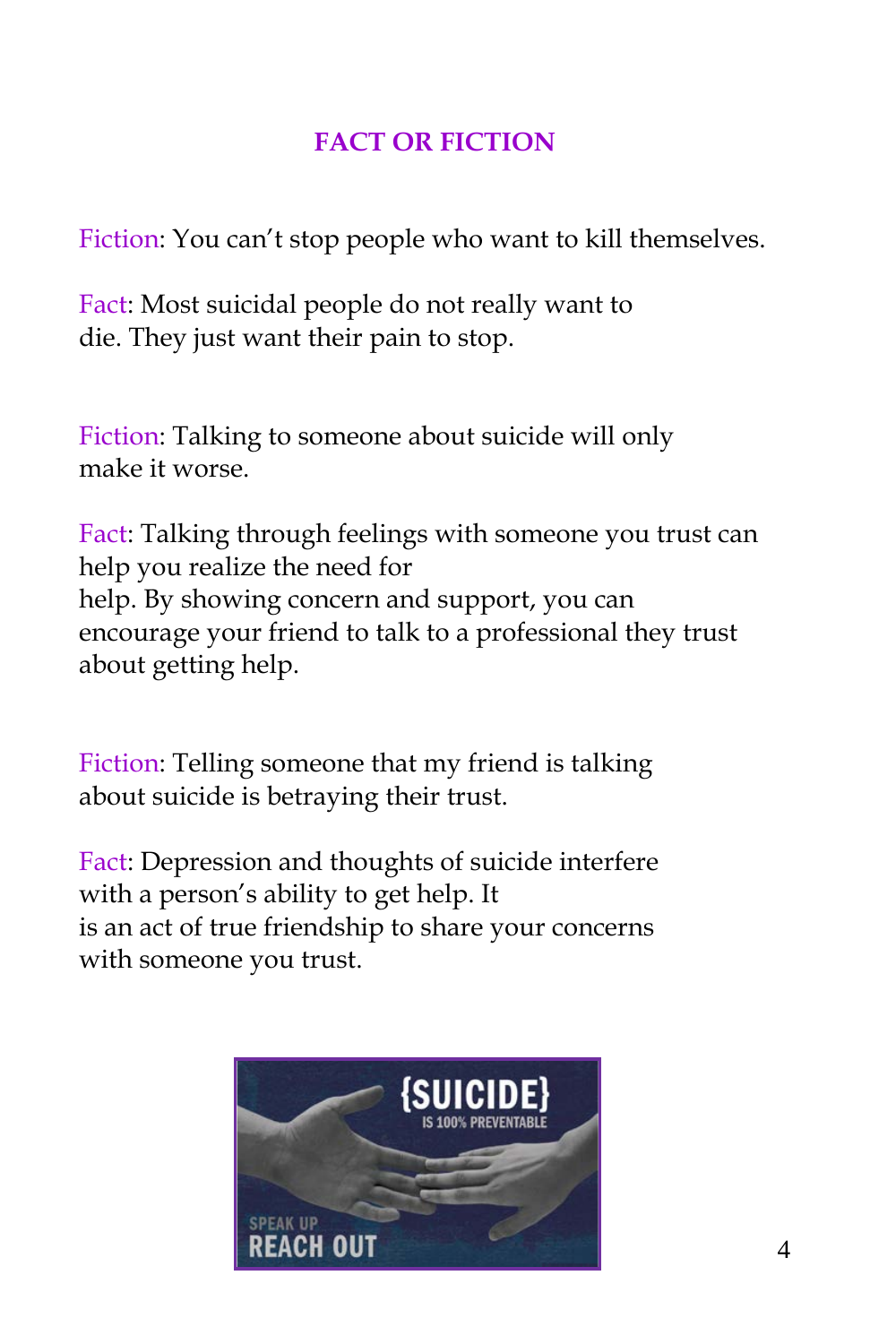## FACT OR FICTION

Fiction: You can't stop people who want to kill themselves.

Fact: Most suicidal people do not really want to die. They just want their pain to stop.

Fiction: Talking to someone about suicide will only make it worse.

Fact: Talking through feelings with someone you trust can help you realize the need for help. By showing concern and support, you can encourage your friend to talk to a professional they trust about getting help.

Fiction: Telling someone that my friend is talking about suicide is betraying their trust.

Fact: Depression and thoughts of suicide interfere with a person's ability to get help. It is an act of true friendship to share your concerns with someone you trust.

{SUICIDE} IS 100% PREVENTABLE

SPEAK UP
REACH OUT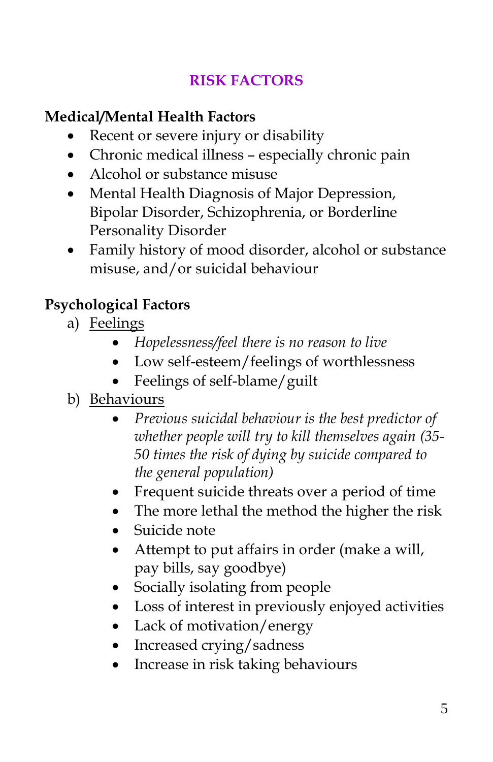## RISK FACTORS

**Medical/Mental Health Factors**

- Recent or severe injury or disability
- Chronic medical illness – especially chronic pain
- Alcohol or substance misuse
- Mental Health Diagnosis of Major Depression, Bipolar Disorder, Schizophrenia, or Borderline Personality Disorder
- Family history of mood disorder, alcohol or substance misuse, and/or suicidal behaviour

**Psychological Factors**

a) Feelings
   - *Hopelessness/feel there is no reason to live*
   - Low self-esteem/feelings of worthlessness
   - Feelings of self-blame/guilt

b) Behaviours
   - *Previous suicidal behaviour is the best predictor of whether people will try to kill themselves again (35-50 times the risk of dying by suicide compared to the general population)*
   - Frequent suicide threats over a period of time
   - The more lethal the method the higher the risk
   - Suicide note
   - Attempt to put affairs in order (make a will, pay bills, say goodbye)
   - Socially isolating from people
   - Loss of interest in previously enjoyed activities
   - Lack of motivation/energy
   - Increased crying/sadness
   - Increase in risk taking behaviours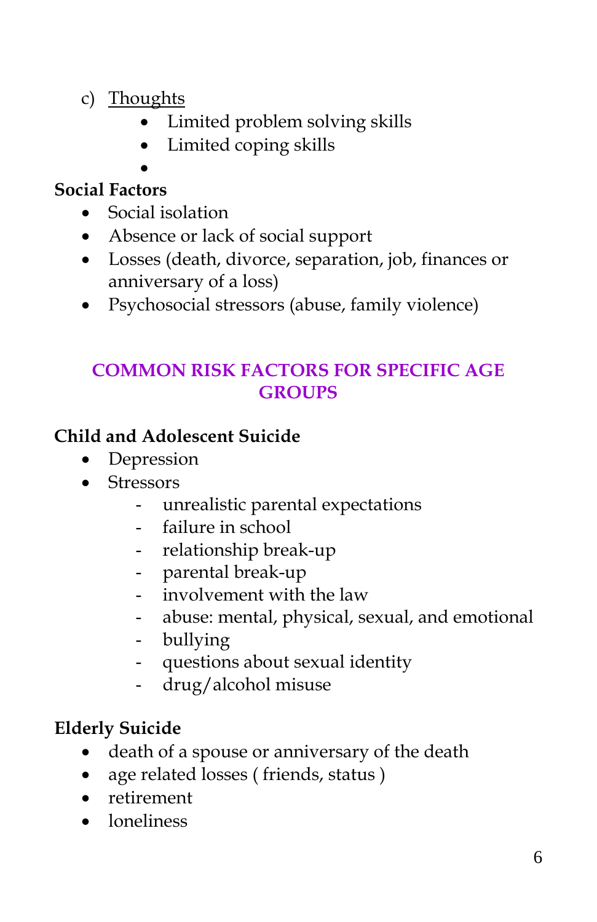c) Thoughts

- Limited problem solving skills
- Limited coping skills
-

**Social Factors**

- Social isolation
- Absence or lack of social support
- Losses (death, divorce, separation, job, finances or anniversary of a loss)
- Psychosocial stressors (abuse, family violence)

## COMMON RISK FACTORS FOR SPECIFIC AGE GROUPS

**Child and Adolescent Suicide**

- Depression
- Stressors
  - unrealistic parental expectations
  - failure in school
  - relationship break-up
  - parental break-up
  - involvement with the law
  - abuse: mental, physical, sexual, and emotional
  - bullying
  - questions about sexual identity
  - drug/alcohol misuse

**Elderly Suicide**

- death of a spouse or anniversary of the death
- age related losses ( friends, status )
- retirement
- loneliness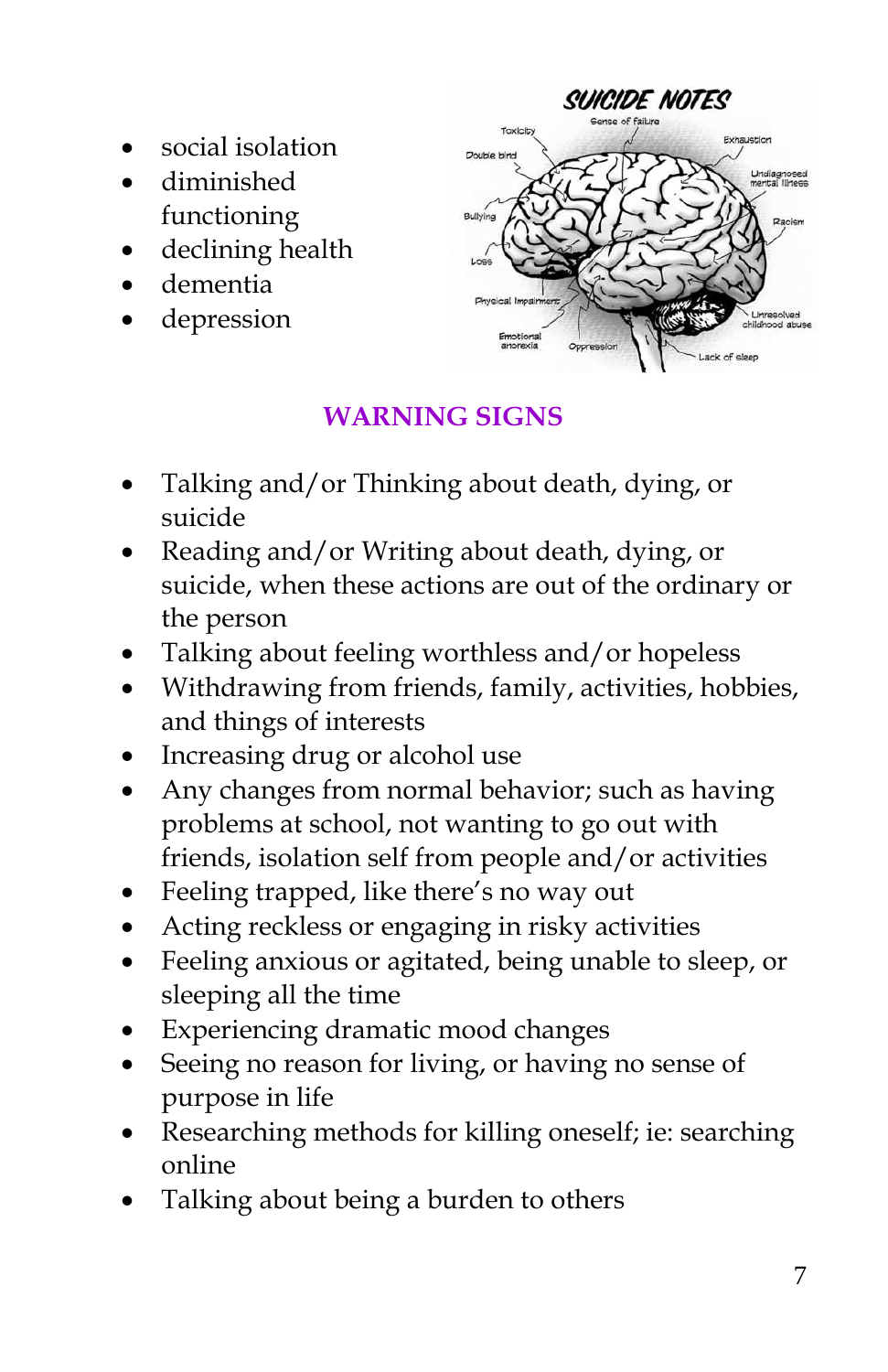- social isolation
- diminished functioning
- declining health
- dementia
- depression

## WARNING SIGNS

- Talking and/or Thinking about death, dying, or suicide
- Reading and/or Writing about death, dying, or suicide, when these actions are out of the ordinary or the person
- Talking about feeling worthless and/or hopeless
- Withdrawing from friends, family, activities, hobbies, and things of interests
- Increasing drug or alcohol use
- Any changes from normal behavior; such as having problems at school, not wanting to go out with friends, isolation self from people and/or activities
- Feeling trapped, like there's no way out
- Acting reckless or engaging in risky activities
- Feeling anxious or agitated, being unable to sleep, or sleeping all the time
- Experiencing dramatic mood changes
- Seeing no reason for living, or having no sense of purpose in life
- Researching methods for killing oneself; ie: searching online
- Talking about being a burden to others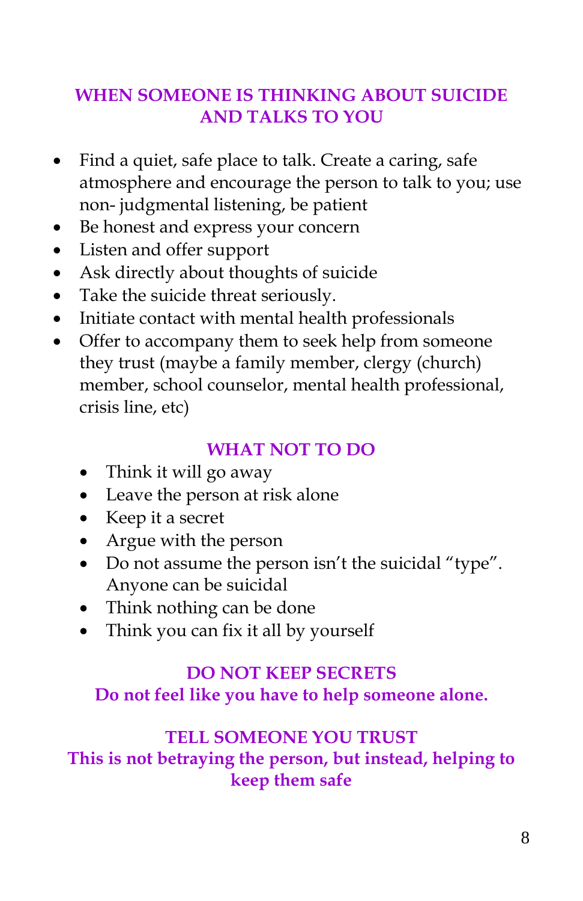## WHEN SOMEONE IS THINKING ABOUT SUICIDE AND TALKS TO YOU

- Find a quiet, safe place to talk. Create a caring, safe atmosphere and encourage the person to talk to you; use non- judgmental listening, be patient
- Be honest and express your concern
- Listen and offer support
- Ask directly about thoughts of suicide
- Take the suicide threat seriously.
- Initiate contact with mental health professionals
- Offer to accompany them to seek help from someone they trust (maybe a family member, clergy (church) member, school counselor, mental health professional, crisis line, etc)

## WHAT NOT TO DO

- Think it will go away
- Leave the person at risk alone
- Keep it a secret
- Argue with the person
- Do not assume the person isn't the suicidal "type". Anyone can be suicidal
- Think nothing can be done
- Think you can fix it all by yourself

**DO NOT KEEP SECRETS**
**Do not feel like you have to help someone alone.**

**TELL SOMEONE YOU TRUST**
**This is not betraying the person, but instead, helping to keep them safe**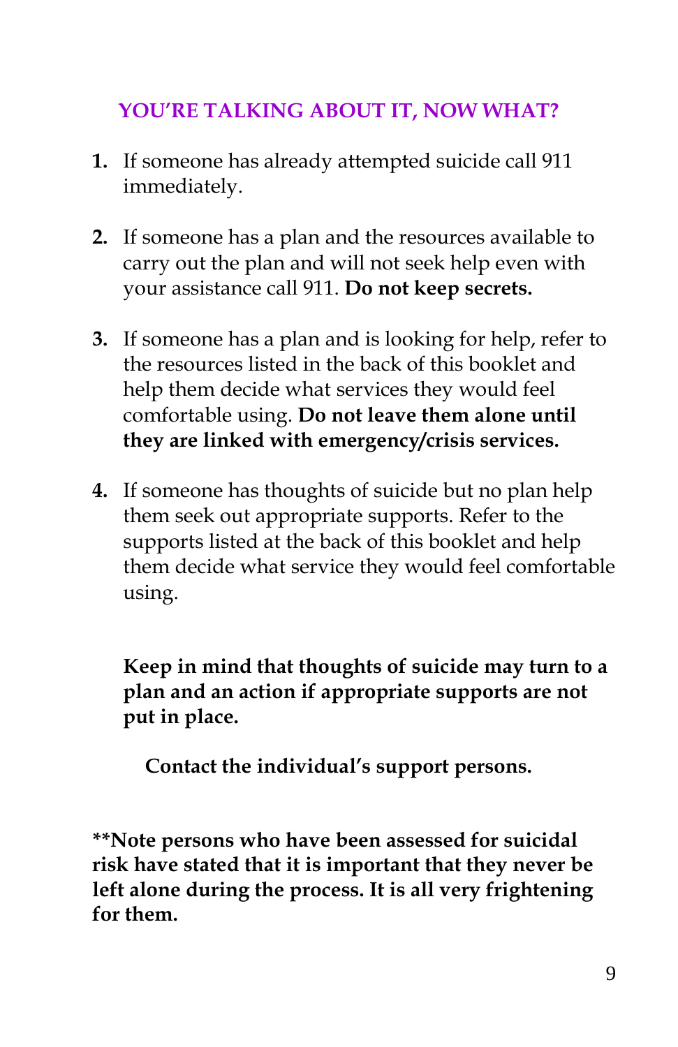## YOU'RE TALKING ABOUT IT, NOW WHAT?

1. If someone has already attempted suicide call 911 immediately.

2. If someone has a plan and the resources available to carry out the plan and will not seek help even with your assistance call 911. **Do not keep secrets.**

3. If someone has a plan and is looking for help, refer to the resources listed in the back of this booklet and help them decide what services they would feel comfortable using. **Do not leave them alone until they are linked with emergency/crisis services.**

4. If someone has thoughts of suicide but no plan help them seek out appropriate supports. Refer to the supports listed at the back of this booklet and help them decide what service they would feel comfortable using.

**Keep in mind that thoughts of suicide may turn to a plan and an action if appropriate supports are not put in place.**

**Contact the individual's support persons.**

****Note persons who have been assessed for suicidal risk have stated that it is important that they never be left alone during the process. It is all very frightening for them.**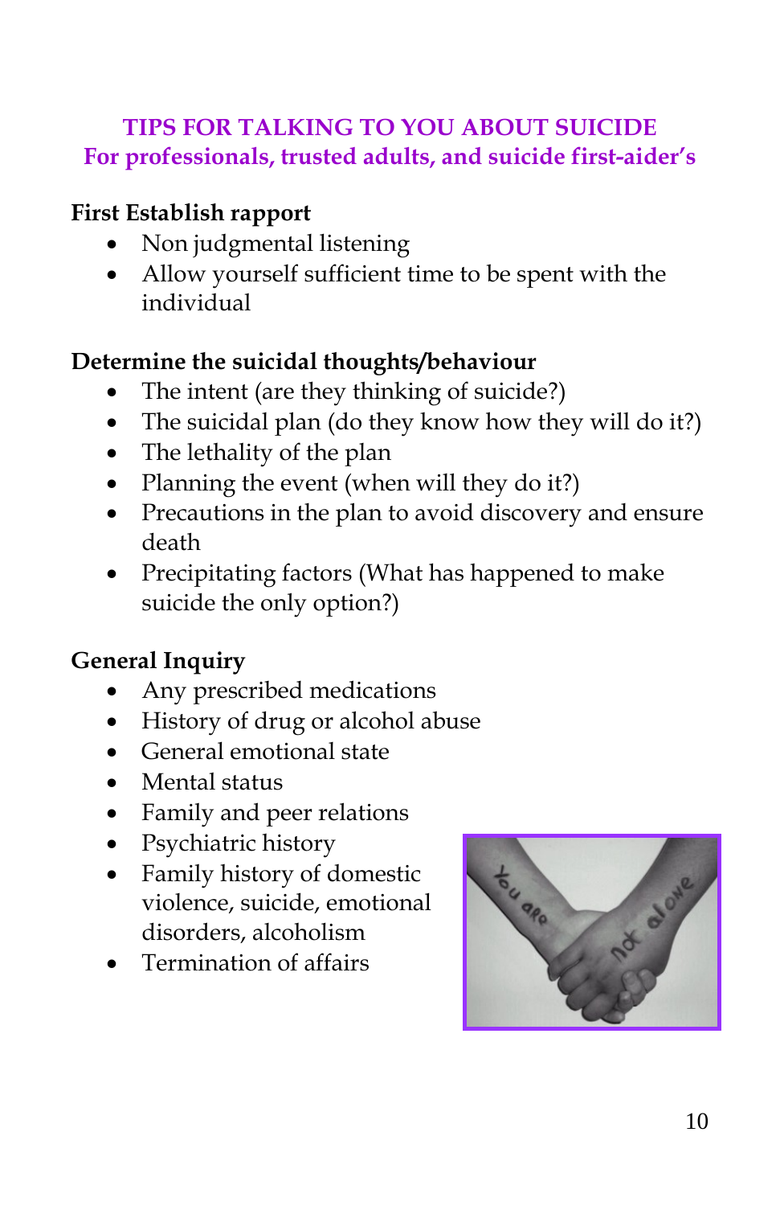## TIPS FOR TALKING TO YOU ABOUT SUICIDE
### For professionals, trusted adults, and suicide first-aider's

**First Establish rapport**

- Non judgmental listening
- Allow yourself sufficient time to be spent with the individual

**Determine the suicidal thoughts/behaviour**

- The intent (are they thinking of suicide?)
- The suicidal plan (do they know how they will do it?)
- The lethality of the plan
- Planning the event (when will they do it?)
- Precautions in the plan to avoid discovery and ensure death
- Precipitating factors (What has happened to make suicide the only option?)

**General Inquiry**

- Any prescribed medications
- History of drug or alcohol abuse
- General emotional state
- Mental status
- Family and peer relations
- Psychiatric history
- Family history of domestic violence, suicide, emotional disorders, alcoholism
- Termination of affairs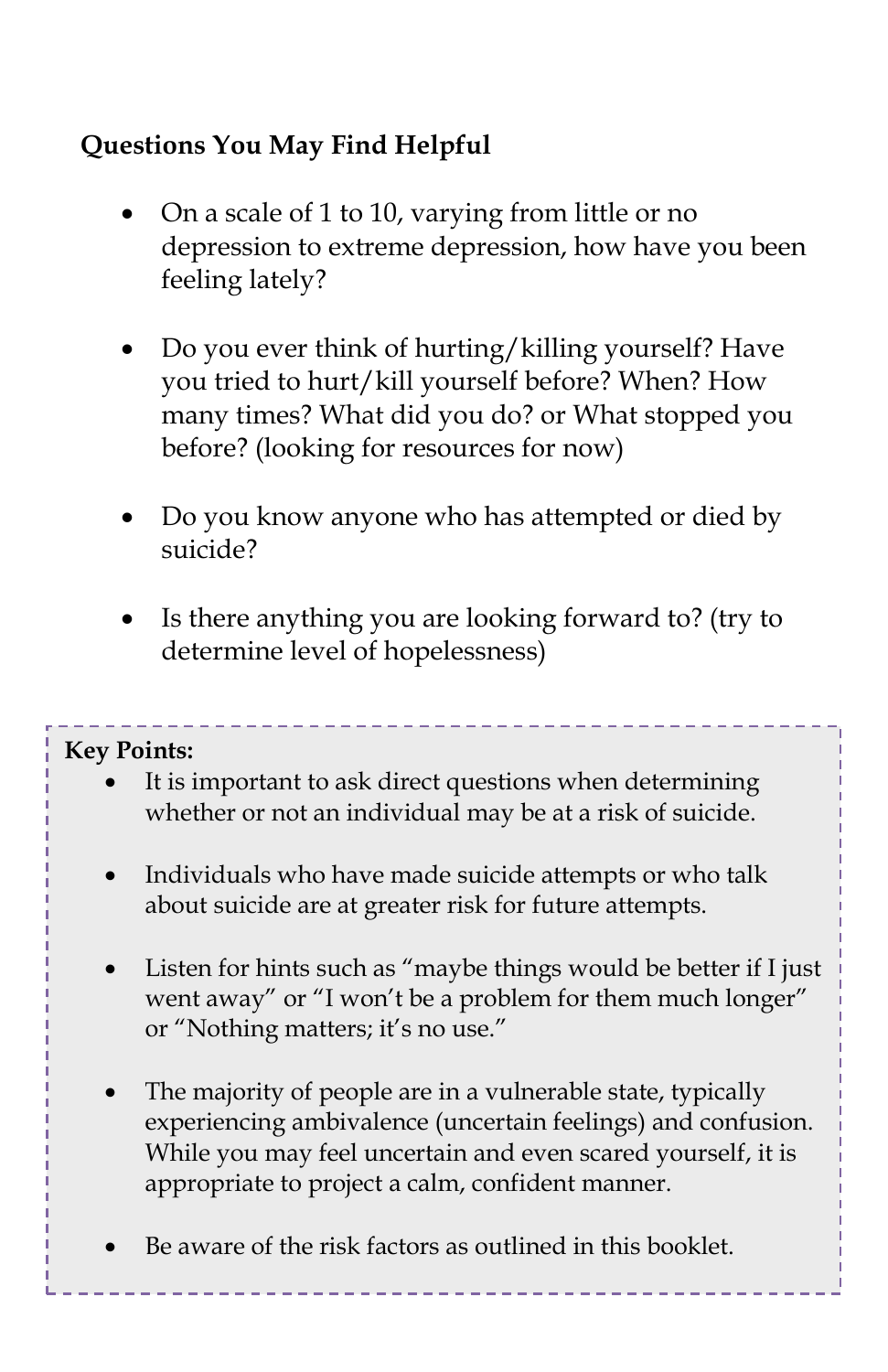**Questions You May Find Helpful**

- On a scale of 1 to 10, varying from little or no depression to extreme depression, how have you been feeling lately?
- Do you ever think of hurting/killing yourself? Have you tried to hurt/kill yourself before? When? How many times? What did you do? or What stopped you before? (looking for resources for now)
- Do you know anyone who has attempted or died by suicide?
- Is there anything you are looking forward to? (try to determine level of hopelessness)

**Key Points:**

- It is important to ask direct questions when determining whether or not an individual may be at a risk of suicide.
- Individuals who have made suicide attempts or who talk about suicide are at greater risk for future attempts.
- Listen for hints such as "maybe things would be better if I just went away" or "I won't be a problem for them much longer" or "Nothing matters; it's no use."
- The majority of people are in a vulnerable state, typically experiencing ambivalence (uncertain feelings) and confusion. While you may feel uncertain and even scared yourself, it is appropriate to project a calm, confident manner.
- Be aware of the risk factors as outlined in this booklet.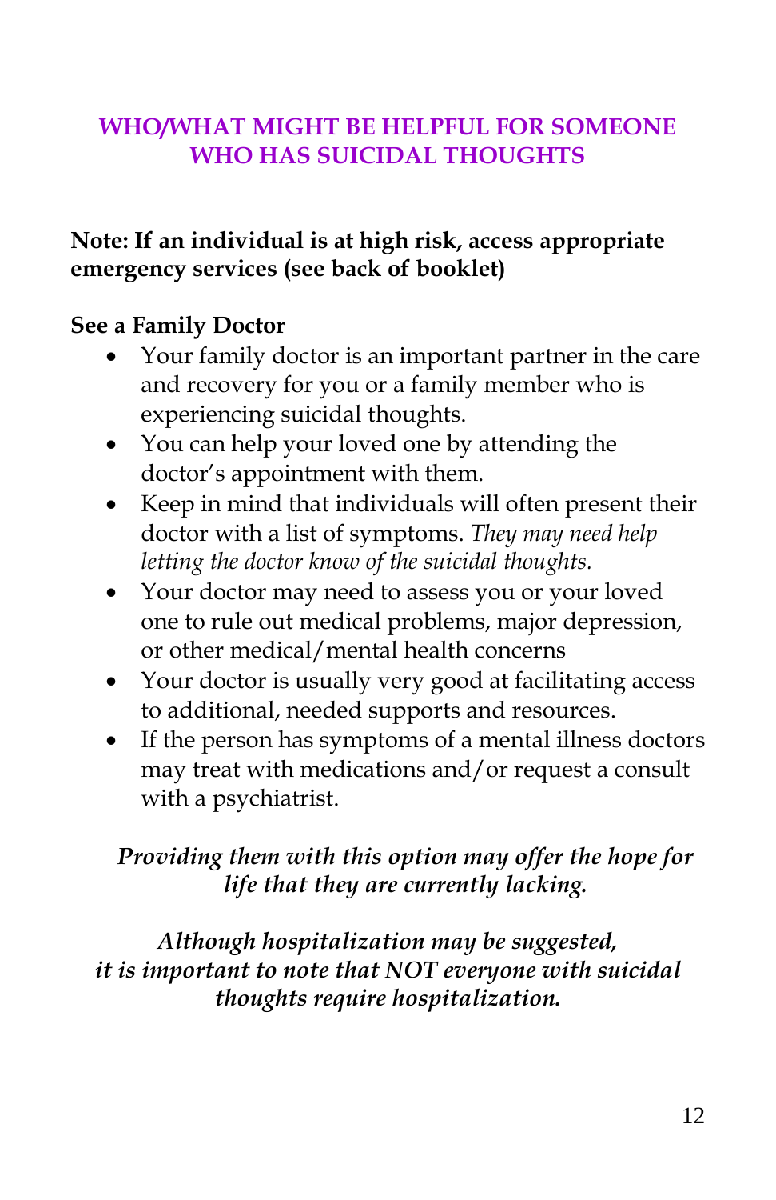## WHO/WHAT MIGHT BE HELPFUL FOR SOMEONE WHO HAS SUICIDAL THOUGHTS

**Note: If an individual is at high risk, access appropriate emergency services (see back of booklet)**

**See a Family Doctor**

- Your family doctor is an important partner in the care and recovery for you or a family member who is experiencing suicidal thoughts.
- You can help your loved one by attending the doctor's appointment with them.
- Keep in mind that individuals will often present their doctor with a list of symptoms. *They may need help letting the doctor know of the suicidal thoughts.*
- Your doctor may need to assess you or your loved one to rule out medical problems, major depression, or other medical/mental health concerns
- Your doctor is usually very good at facilitating access to additional, needed supports and resources.
- If the person has symptoms of a mental illness doctors may treat with medications and/or request a consult with a psychiatrist.

***Providing them with this option may offer the hope for life that they are currently lacking.***

***Although hospitalization may be suggested, it is important to note that NOT everyone with suicidal thoughts require hospitalization.***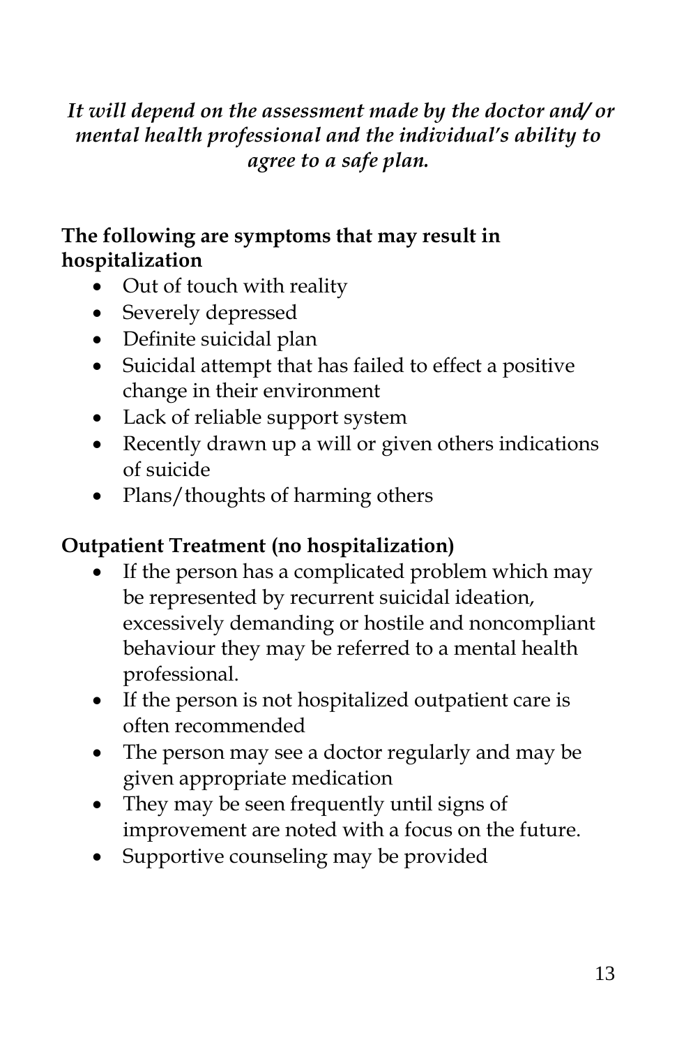***It will depend on the assessment made by the doctor and/ or mental health professional and the individual's ability to agree to a safe plan.***

**The following are symptoms that may result in hospitalization**

- Out of touch with reality
- Severely depressed
- Definite suicidal plan
- Suicidal attempt that has failed to effect a positive change in their environment
- Lack of reliable support system
- Recently drawn up a will or given others indications of suicide
- Plans/thoughts of harming others

**Outpatient Treatment (no hospitalization)**

- If the person has a complicated problem which may be represented by recurrent suicidal ideation, excessively demanding or hostile and noncompliant behaviour they may be referred to a mental health professional.
- If the person is not hospitalized outpatient care is often recommended
- The person may see a doctor regularly and may be given appropriate medication
- They may be seen frequently until signs of improvement are noted with a focus on the future.
- Supportive counseling may be provided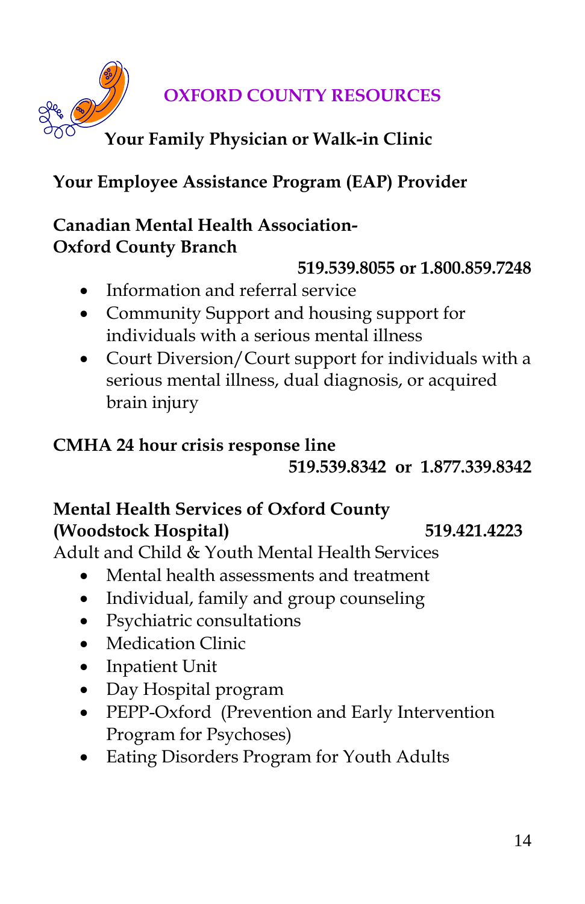## OXFORD COUNTY RESOURCES

**Your Family Physician or Walk-in Clinic**

**Your Employee Assistance Program (EAP) Provider**

**Canadian Mental Health Association-**
**Oxford County Branch**

**519.539.8055 or 1.800.859.7248**

- Information and referral service
- Community Support and housing support for individuals with a serious mental illness
- Court Diversion/Court support for individuals with a serious mental illness, dual diagnosis, or acquired brain injury

**CMHA 24 hour crisis response line**

**519.539.8342 or 1.877.339.8342**

**Mental Health Services of Oxford County**
**(Woodstock Hospital)** **519.421.4223**

Adult and Child & Youth Mental Health Services

- Mental health assessments and treatment
- Individual, family and group counseling
- Psychiatric consultations
- Medication Clinic
- Inpatient Unit
- Day Hospital program
- PEPP-Oxford (Prevention and Early Intervention Program for Psychoses)
- Eating Disorders Program for Youth Adults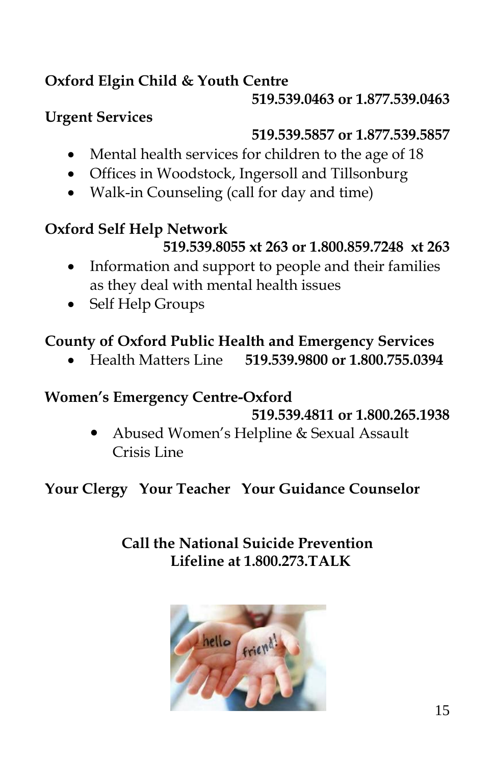**Oxford Elgin Child & Youth Centre**

**519.539.0463 or 1.877.539.0463**

**Urgent Services**

**519.539.5857 or 1.877.539.5857**

- Mental health services for children to the age of 18
- Offices in Woodstock, Ingersoll and Tillsonburg
- Walk-in Counseling (call for day and time)

**Oxford Self Help Network**

**519.539.8055 xt 263 or 1.800.859.7248 xt 263**

- Information and support to people and their families as they deal with mental health issues
- Self Help Groups

**County of Oxford Public Health and Emergency Services**

- Health Matters Line **519.539.9800 or 1.800.755.0394**

**Women's Emergency Centre-Oxford**

**519.539.4811 or 1.800.265.1938**

- Abused Women's Helpline & Sexual Assault Crisis Line

**Your Clergy Your Teacher Your Guidance Counselor**

**Call the National Suicide Prevention Lifeline at 1.800.273.TALK**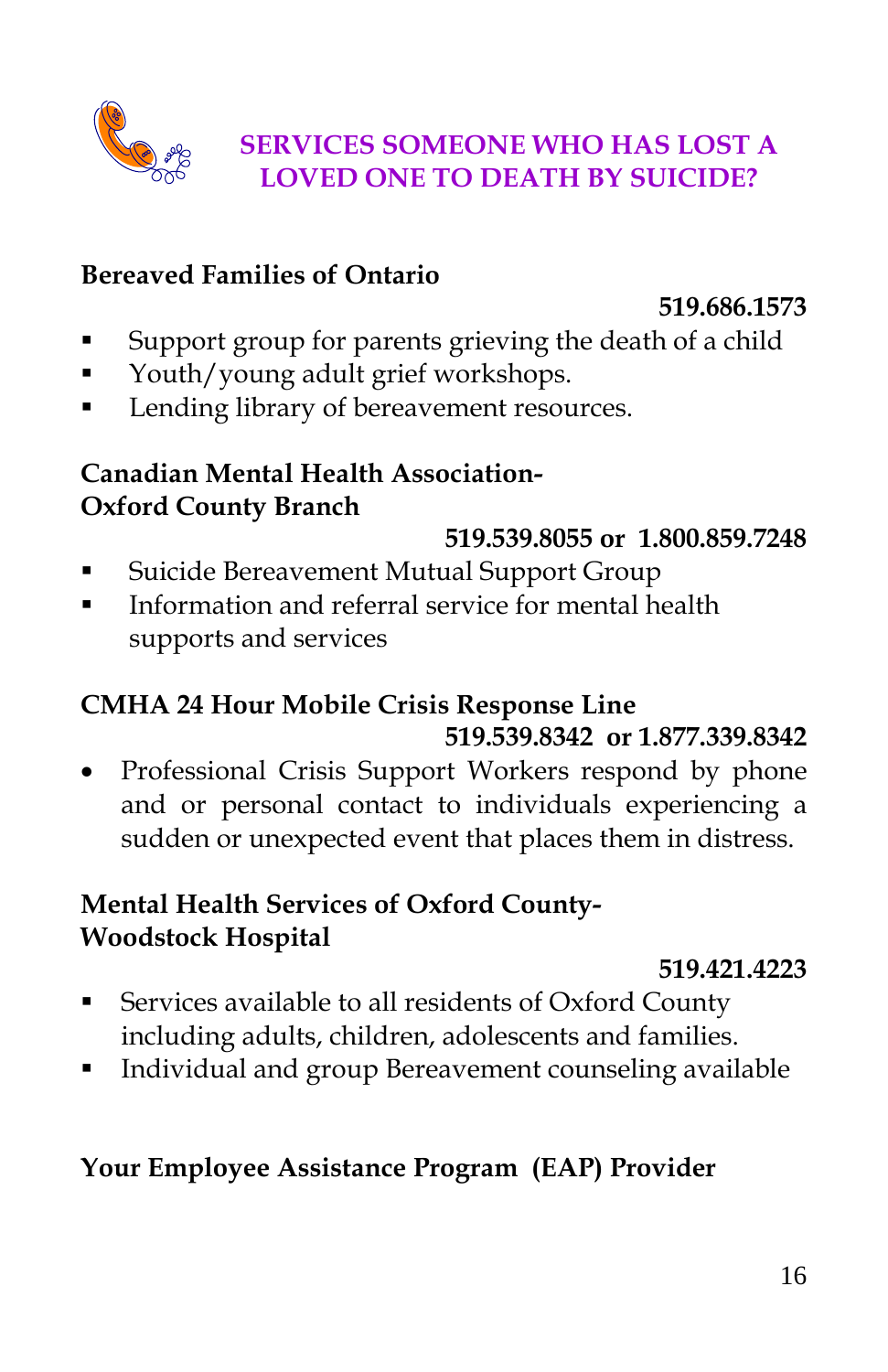## SERVICES SOMEONE WHO HAS LOST A LOVED ONE TO DEATH BY SUICIDE?

**Bereaved Families of Ontario**

**519.686.1573**

- Support group for parents grieving the death of a child
- Youth/young adult grief workshops.
- Lending library of bereavement resources.

**Canadian Mental Health Association- Oxford County Branch**

**519.539.8055 or 1.800.859.7248**

- Suicide Bereavement Mutual Support Group
- Information and referral service for mental health supports and services

**CMHA 24 Hour Mobile Crisis Response Line**

**519.539.8342 or 1.877.339.8342**

- Professional Crisis Support Workers respond by phone and or personal contact to individuals experiencing a sudden or unexpected event that places them in distress.

**Mental Health Services of Oxford County- Woodstock Hospital**

**519.421.4223**

- Services available to all residents of Oxford County including adults, children, adolescents and families.
- Individual and group Bereavement counseling available

**Your Employee Assistance Program (EAP) Provider**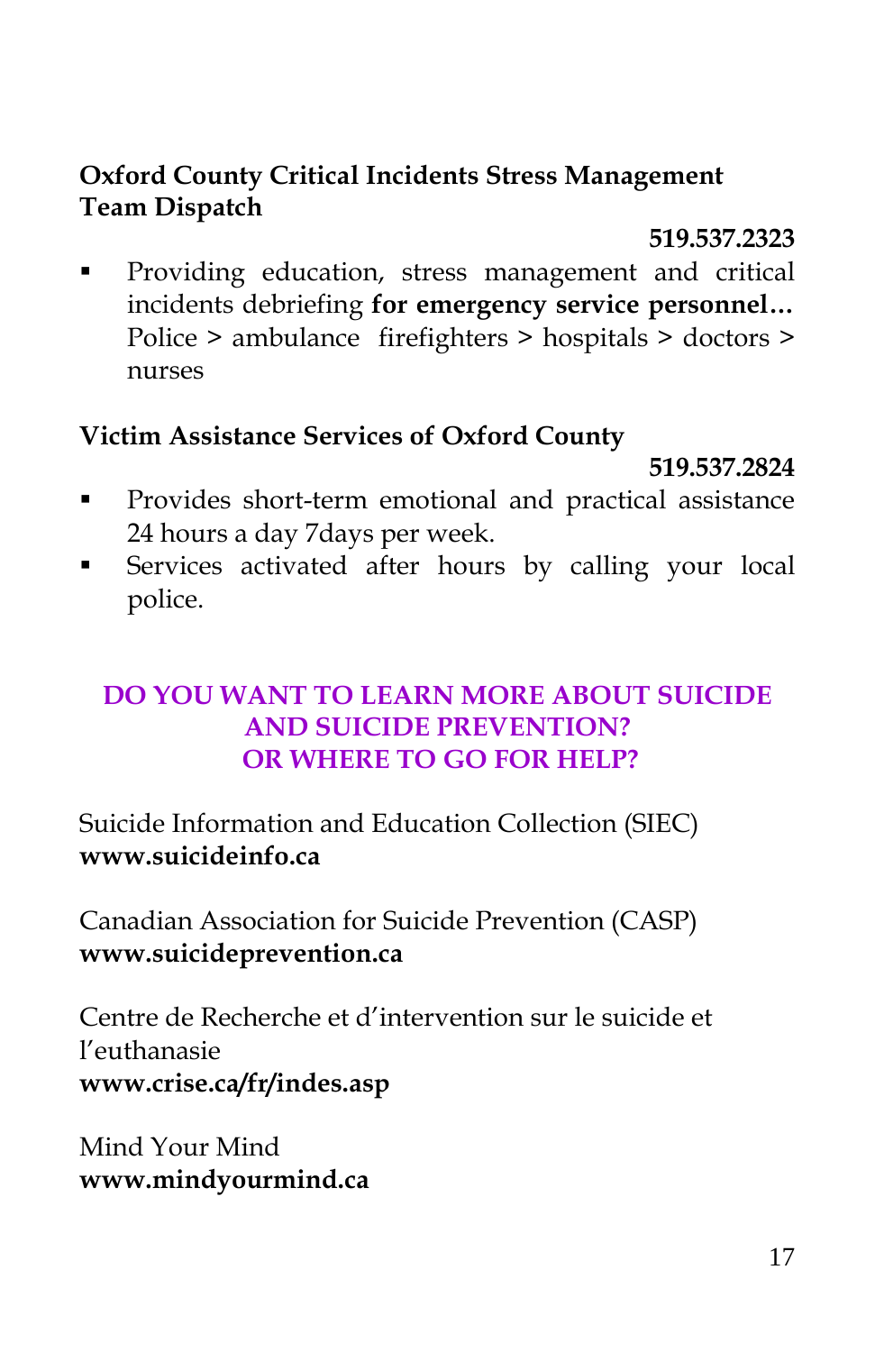**Oxford County Critical Incidents Stress Management Team Dispatch**

**519.537.2323**

- Providing education, stress management and critical incidents debriefing **for emergency service personnel…** Police > ambulance firefighters > hospitals > doctors > nurses

**Victim Assistance Services of Oxford County**

**519.537.2824**

- Provides short-term emotional and practical assistance 24 hours a day 7days per week.
- Services activated after hours by calling your local police.

## DO YOU WANT TO LEARN MORE ABOUT SUICIDE AND SUICIDE PREVENTION? OR WHERE TO GO FOR HELP?

Suicide Information and Education Collection (SIEC)
**www.suicideinfo.ca**

Canadian Association for Suicide Prevention (CASP)
**www.suicideprevention.ca**

Centre de Recherche et d'intervention sur le suicide et l'euthanasie
**www.crise.ca/fr/indes.asp**

Mind Your Mind
**www.mindyourmind.ca**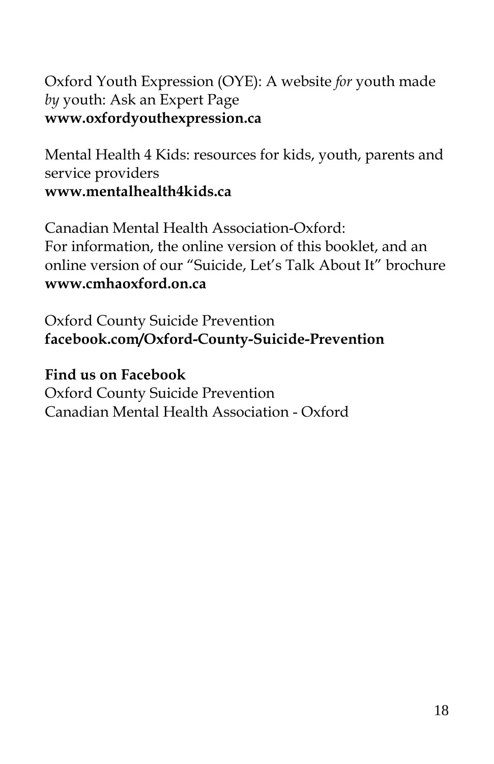Oxford Youth Expression (OYE): A website *for* youth made *by* youth: Ask an Expert Page
**www.oxfordyouthexpression.ca**

Mental Health 4 Kids: resources for kids, youth, parents and service providers
**www.mentalhealth4kids.ca**

Canadian Mental Health Association-Oxford:
For information, the online version of this booklet, and an online version of our "Suicide, Let's Talk About It" brochure
**www.cmhaoxford.on.ca**

Oxford County Suicide Prevention
**facebook.com/Oxford-County-Suicide-Prevention**

**Find us on Facebook**
Oxford County Suicide Prevention
Canadian Mental Health Association - Oxford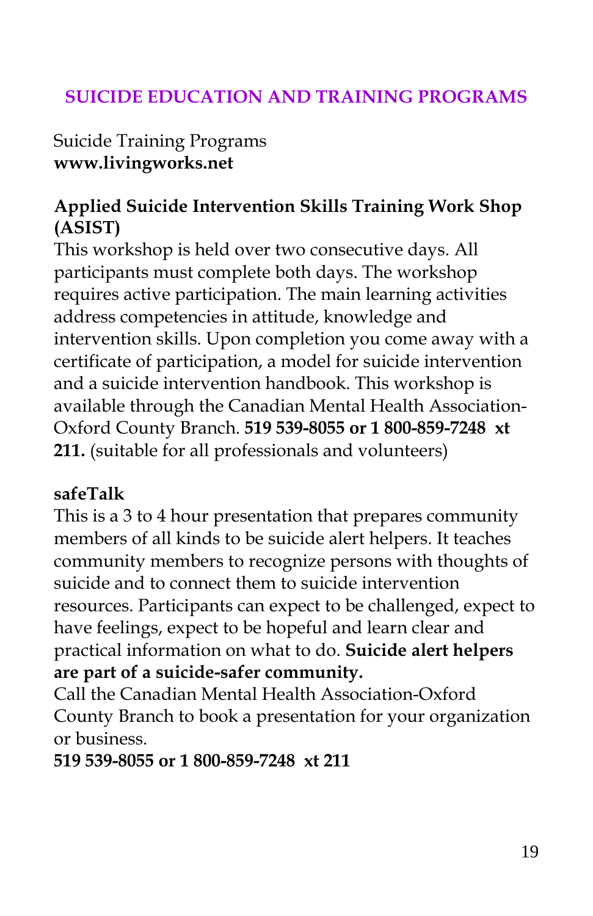## SUICIDE EDUCATION AND TRAINING PROGRAMS

Suicide Training Programs
**www.livingworks.net**

**Applied Suicide Intervention Skills Training Work Shop (ASIST)**
This workshop is held over two consecutive days. All participants must complete both days. The workshop requires active participation. The main learning activities address competencies in attitude, knowledge and intervention skills. Upon completion you come away with a certificate of participation, a model for suicide intervention and a suicide intervention handbook. This workshop is available through the Canadian Mental Health Association-Oxford County Branch. **519 539-8055 or 1 800-859-7248 xt 211.** (suitable for all professionals and volunteers)

**safeTalk**
This is a 3 to 4 hour presentation that prepares community members of all kinds to be suicide alert helpers. It teaches community members to recognize persons with thoughts of suicide and to connect them to suicide intervention resources. Participants can expect to be challenged, expect to have feelings, expect to be hopeful and learn clear and practical information on what to do. **Suicide alert helpers are part of a suicide-safer community.**
Call the Canadian Mental Health Association-Oxford County Branch to book a presentation for your organization or business.
**519 539-8055 or 1 800-859-7248 xt 211**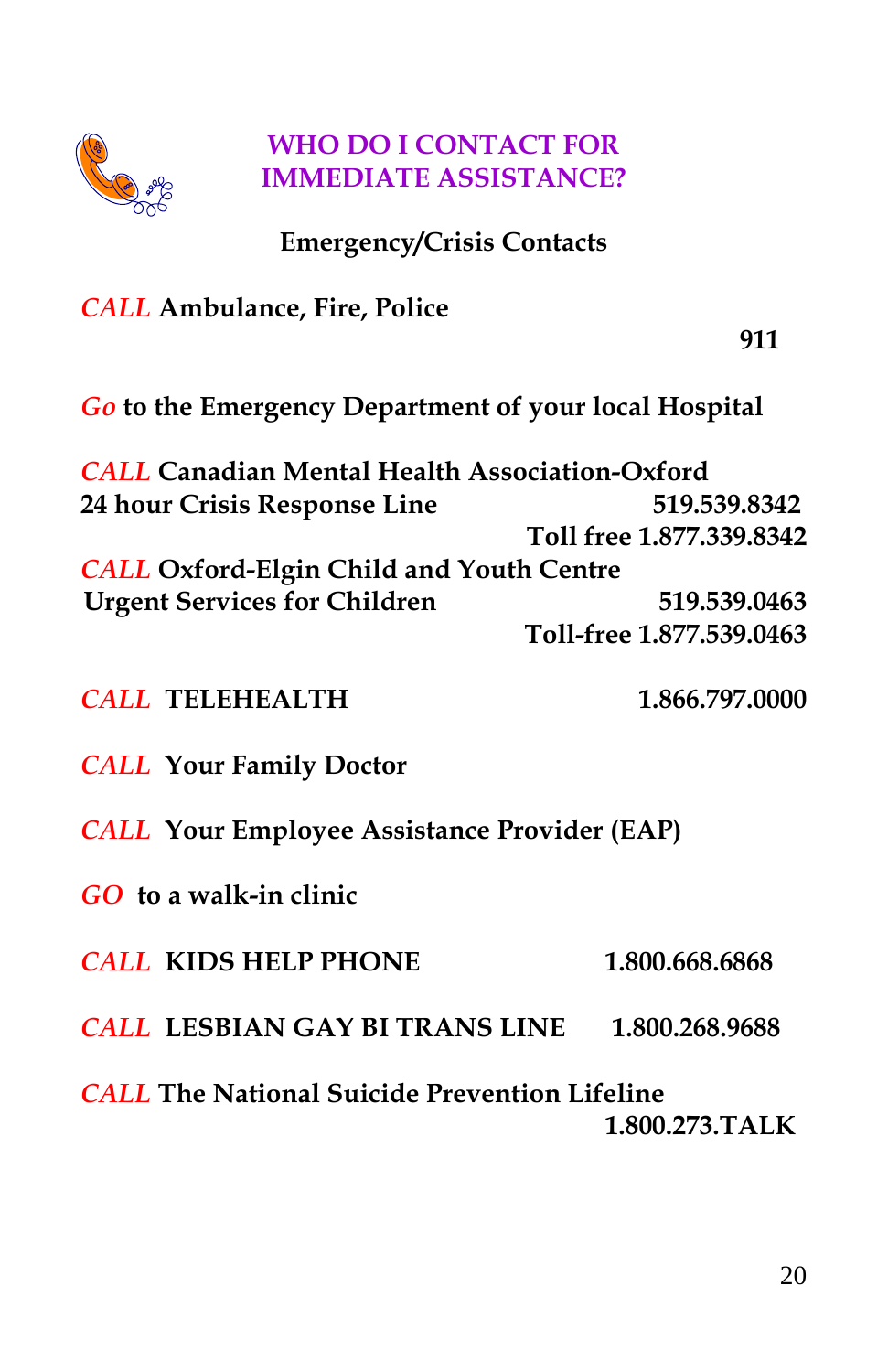## WHO DO I CONTACT FOR IMMEDIATE ASSISTANCE?

**Emergency/Crisis Contacts**

*CALL* **Ambulance, Fire, Police**

**911**

*Go* **to the Emergency Department of your local Hospital**

*CALL* **Canadian Mental Health Association-Oxford**
**24 hour Crisis Response Line** **519.539.8342**
**Toll free 1.877.339.8342**

*CALL* **Oxford-Elgin Child and Youth Centre**
**Urgent Services for Children** **519.539.0463**
**Toll-free 1.877.539.0463**

*CALL* **TELEHEALTH** **1.866.797.0000**

*CALL* **Your Family Doctor**

*CALL* **Your Employee Assistance Provider (EAP)**

*GO* **to a walk-in clinic**

*CALL* **KIDS HELP PHONE** **1.800.668.6868**

*CALL* **LESBIAN GAY BI TRANS LINE** **1.800.268.9688**

*CALL* **The National Suicide Prevention Lifeline**
**1.800.273.TALK**